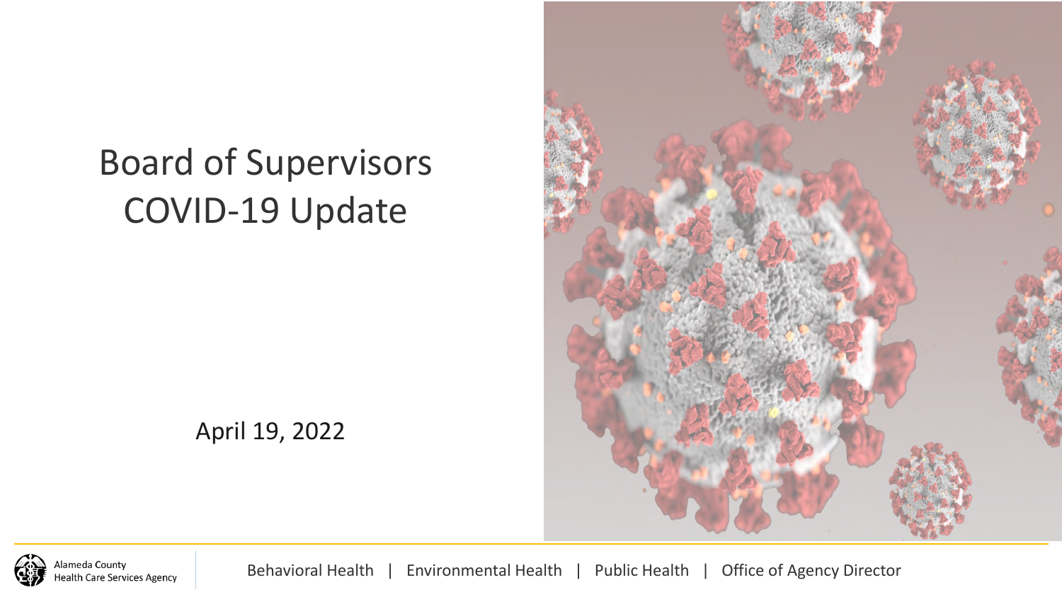# Board of Supervisors COVID-19 Update

April 19, 2022

Alameda County Health Care Services Agency

Behavioral Health | Environmental Health | Public Health | Office of Agency Director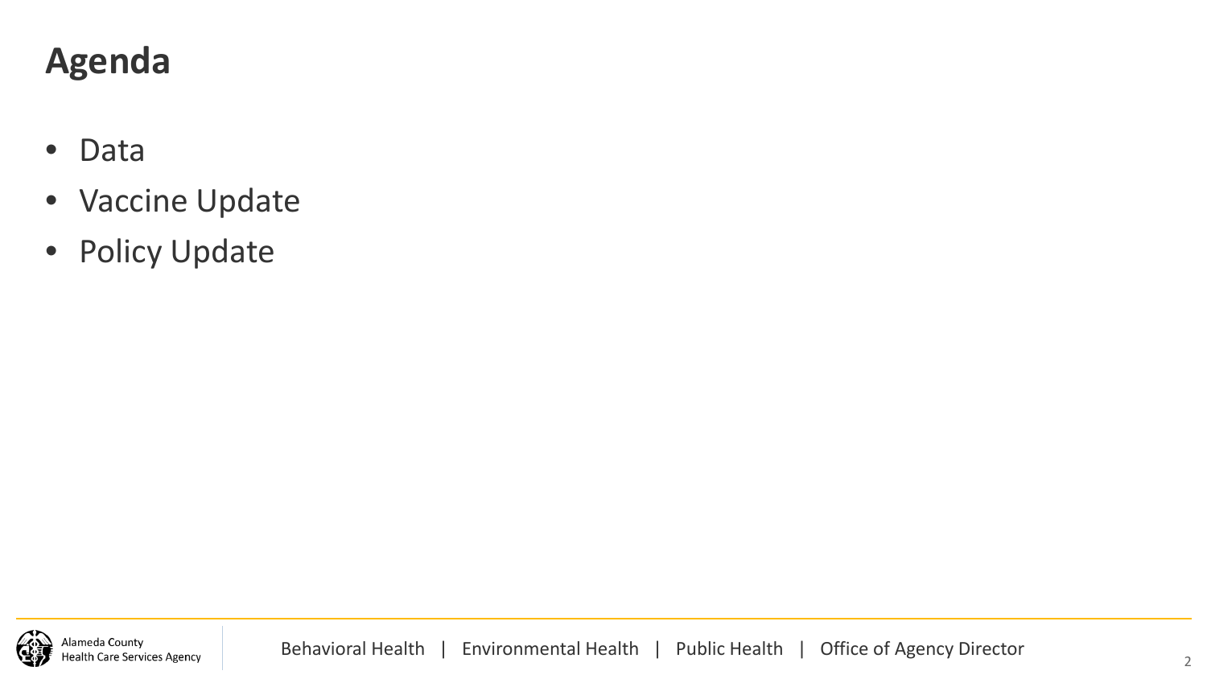# Agenda

- Data
- Vaccine Update
- Policy Update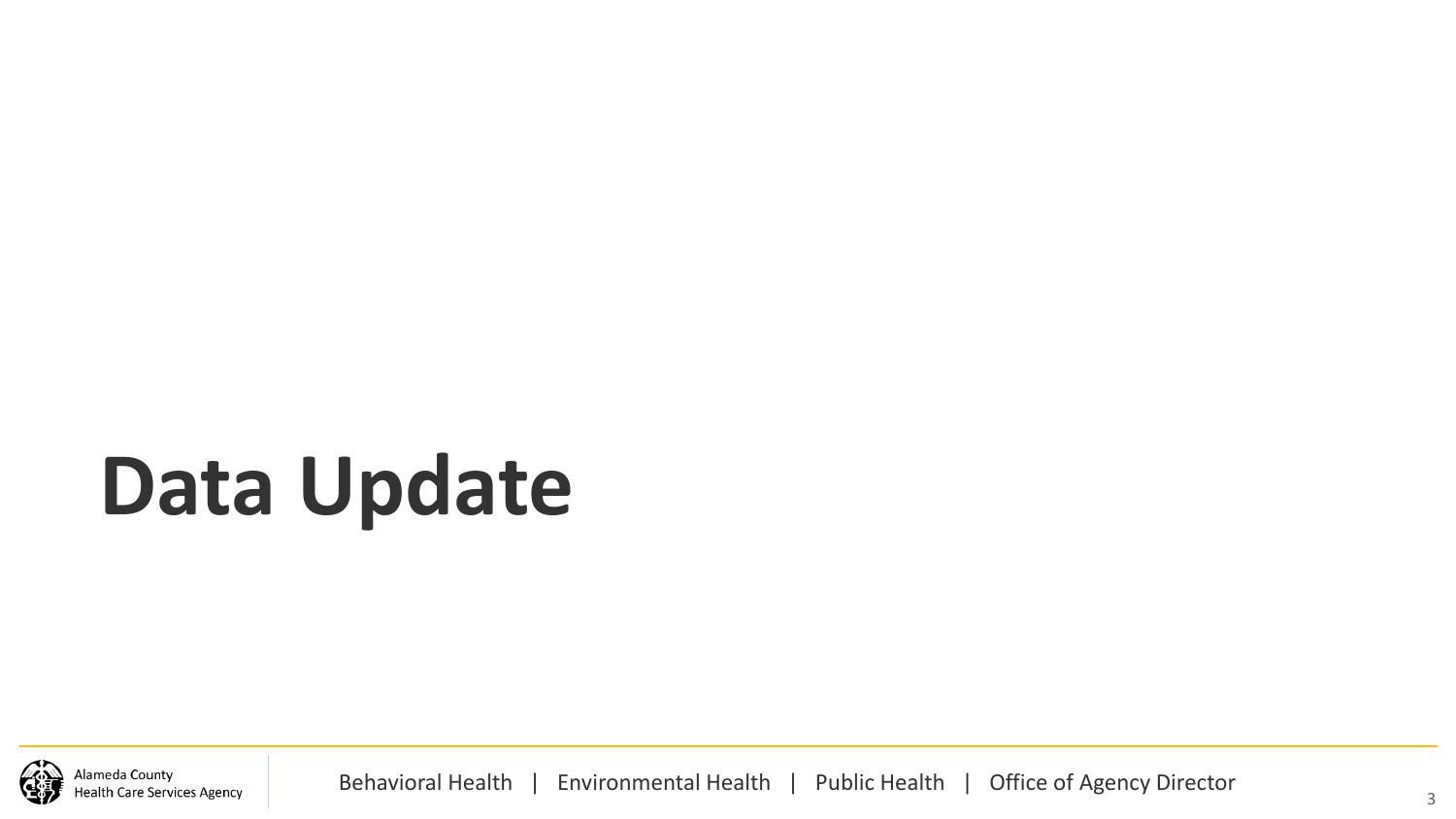# Data Update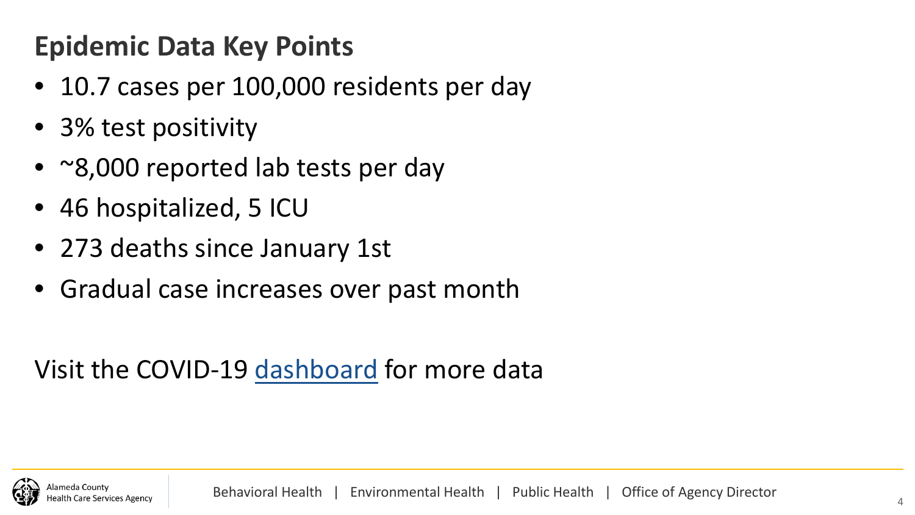## Epidemic Data Key Points

- 10.7 cases per 100,000 residents per day
- 3% test positivity
- ~8,000 reported lab tests per day
- 46 hospitalized, 5 ICU
- 273 deaths since January 1st
- Gradual case increases over past month

Visit the COVID-19 dashboard for more data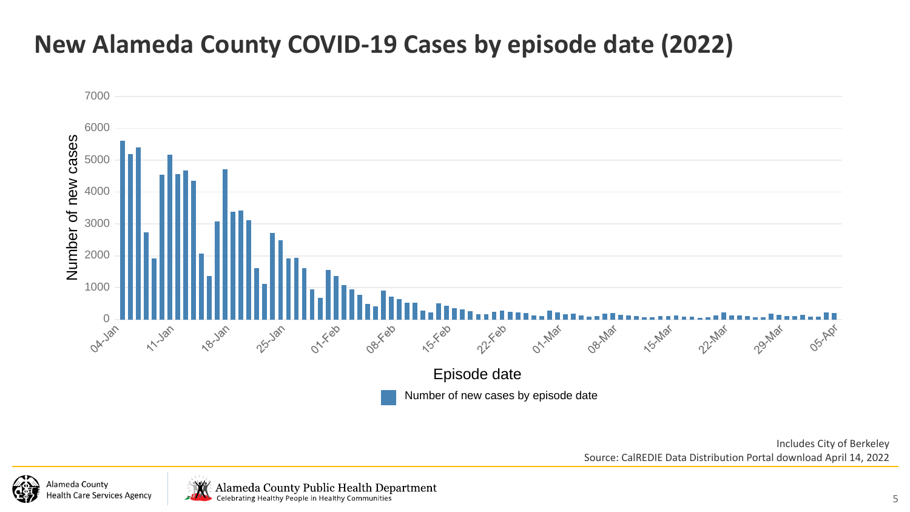# New Alameda County COVID-19 Cases by episode date (2022)

Number of new cases

7000
6000
5000
4000
3000
2000
1000
0

04-Jan 11-Jan 18-Jan 25-Jan 01-Feb 08-Feb 15-Feb 22-Feb 01-Mar 08-Mar 15-Mar 22-Mar 29-Mar 05-Apr

Episode date

Number of new cases by episode date

Includes City of Berkeley

Source: CalREDIE Data Distribution Portal download April 14, 2022

Alameda County Health Care Services Agency

Alameda County Public Health Department
Celebrating Healthy People in Healthy Communities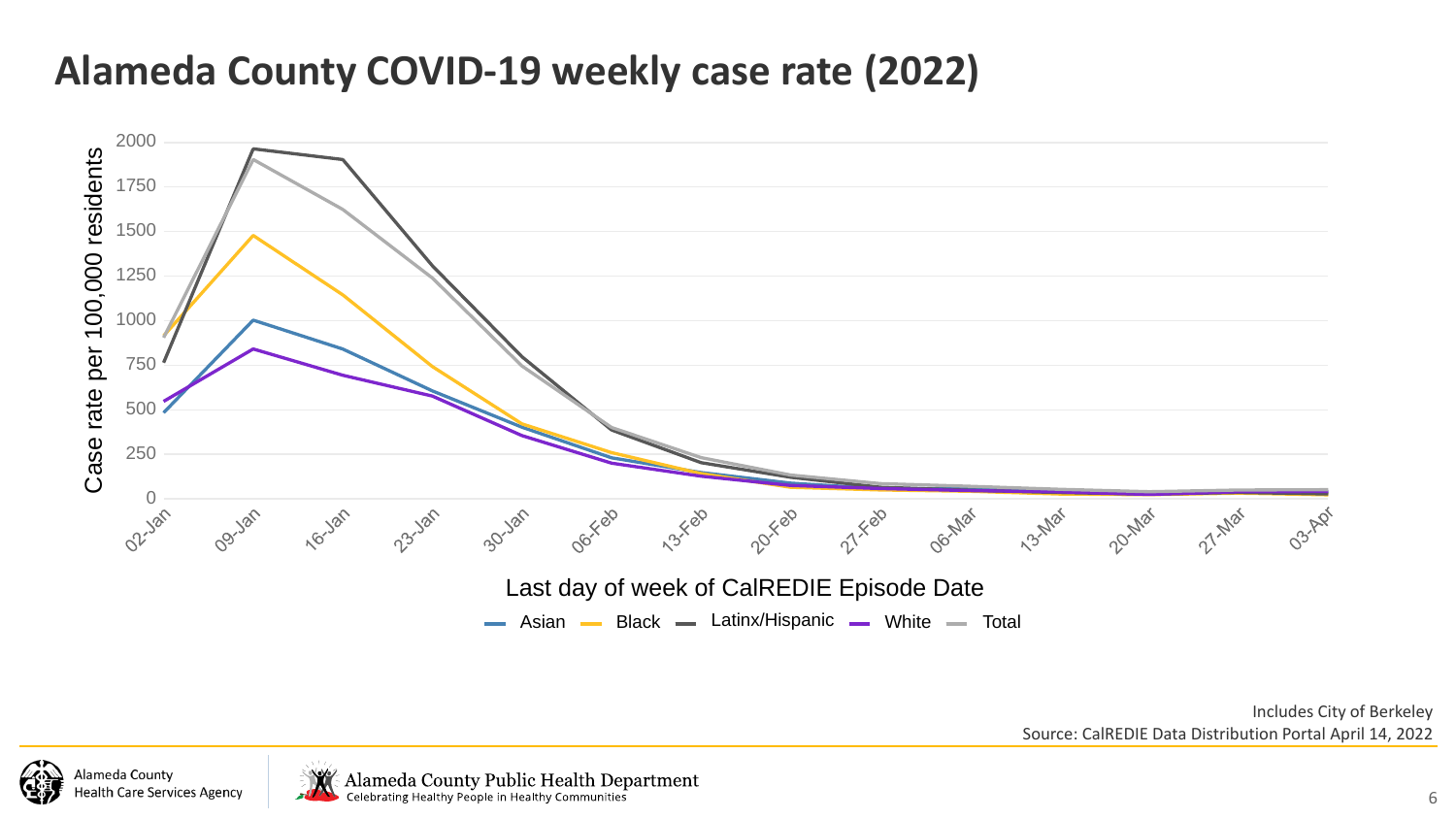# Alameda County COVID-19 weekly case rate (2022)

Case rate per 100,000 residents

Last day of week of CalREDIE Episode Date

Asian | Black | Latinx/Hispanic | White | Total

Includes City of Berkeley

Source: CalREDIE Data Distribution Portal April 14, 2022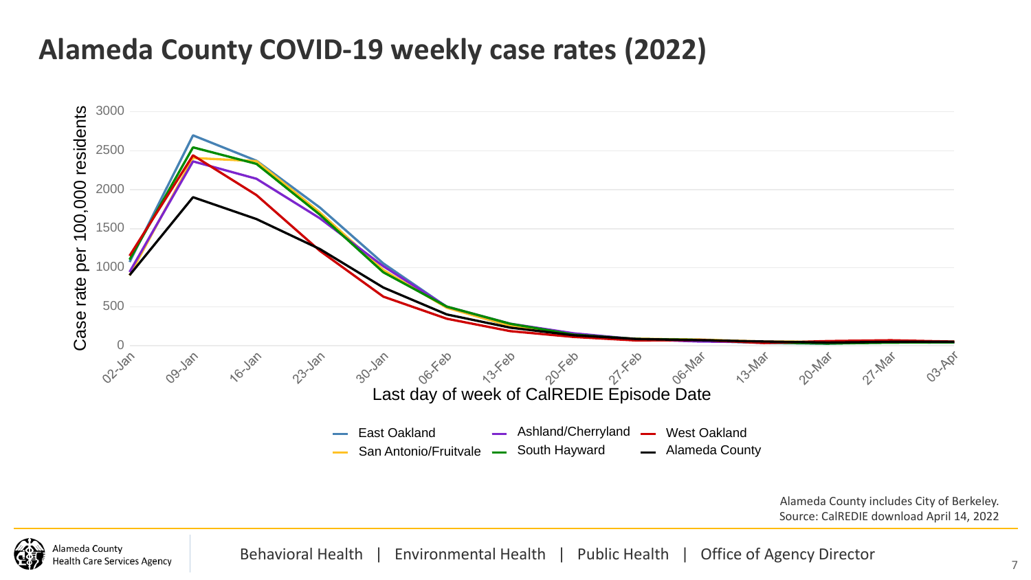# Alameda County COVID-19 weekly case rates (2022)

Case rate per 100,000 residents

Last day of week of CalREDIE Episode Date

East Oakland | Ashland/Cherryland | West Oakland | San Antonio/Fruitvale | South Hayward | Alameda County

Alameda County includes City of Berkeley.
Source: CalREDIE download April 14, 2022

Alameda County Health Care Services Agency

Behavioral Health | Environmental Health | Public Health | Office of Agency Director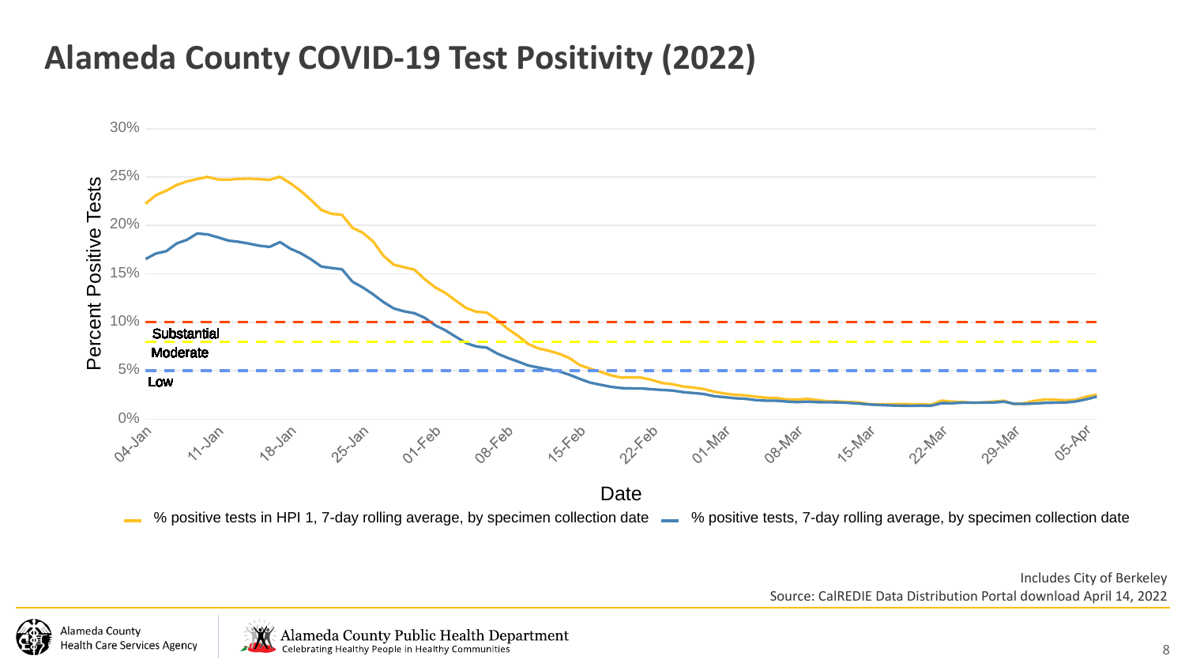# Alameda County COVID-19 Test Positivity (2022)

Percent Positive Tests

30%
25%
20%
15%
10%
5%
0%

Substantial
Moderate
Low

04-Jan 11-Jan 18-Jan 25-Jan 01-Feb 08-Feb 15-Feb 22-Feb 01-Mar 08-Mar 15-Mar 22-Mar 29-Mar 05-Apr

Date

% positive tests in HPI 1, 7-day rolling average, by specimen collection date
% positive tests, 7-day rolling average, by specimen collection date

Includes City of Berkeley
Source: CalREDIE Data Distribution Portal download April 14, 2022

Alameda County Health Care Services Agency

Alameda County Public Health Department
Celebrating Healthy People in Healthy Communities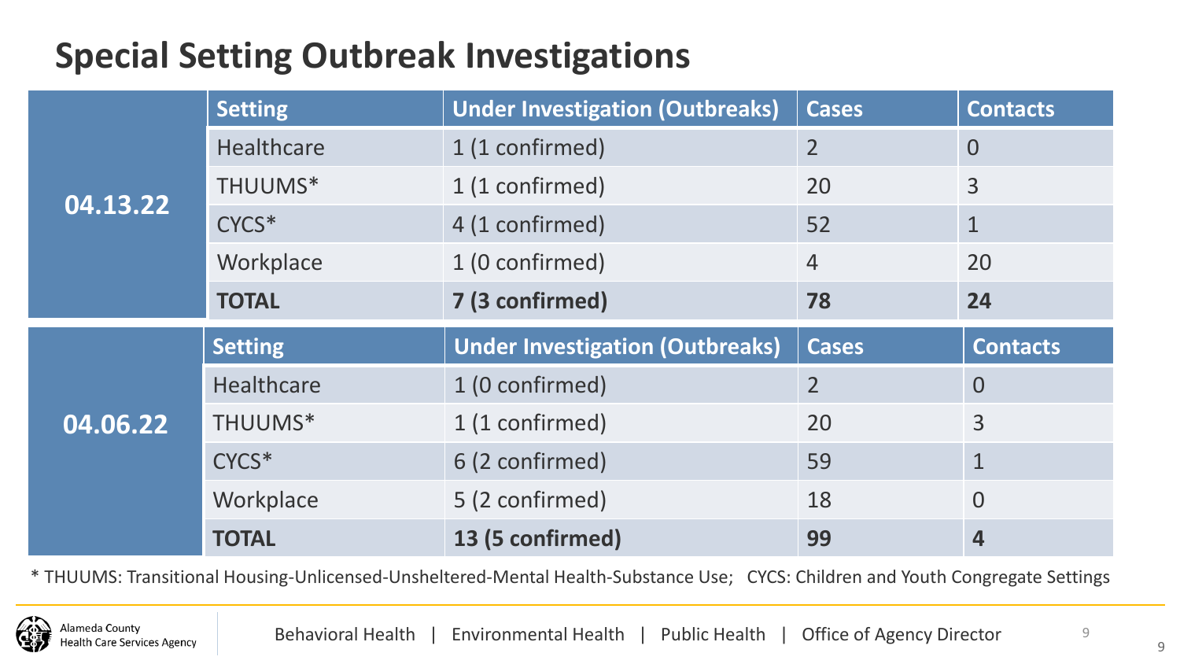# Special Setting Outbreak Investigations

| | Setting | Under Investigation (Outbreaks) | Cases | Contacts |
|---|---|---|---|---|
| **04.13.22** | Healthcare | 1 (1 confirmed) | 2 | 0 |
| | THUUMS* | 1 (1 confirmed) | 20 | 3 |
| | CYCS* | 4 (1 confirmed) | 52 | 1 |
| | Workplace | 1 (0 confirmed) | 4 | 20 |
| | **TOTAL** | **7 (3 confirmed)** | **78** | **24** |

| | Setting | Under Investigation (Outbreaks) | Cases | Contacts |
|---|---|---|---|---|
| **04.06.22** | Healthcare | 1 (0 confirmed) | 2 | 0 |
| | THUUMS* | 1 (1 confirmed) | 20 | 3 |
| | CYCS* | 6 (2 confirmed) | 59 | 1 |
| | Workplace | 5 (2 confirmed) | 18 | 0 |
| | **TOTAL** | **13 (5 confirmed)** | **99** | **4** |

* THUUMS: Transitional Housing-Unlicensed-Unsheltered-Mental Health-Substance Use; CYCS: Children and Youth Congregate Settings

Alameda County Health Care Services Agency

Behavioral Health | Environmental Health | Public Health | Office of Agency Director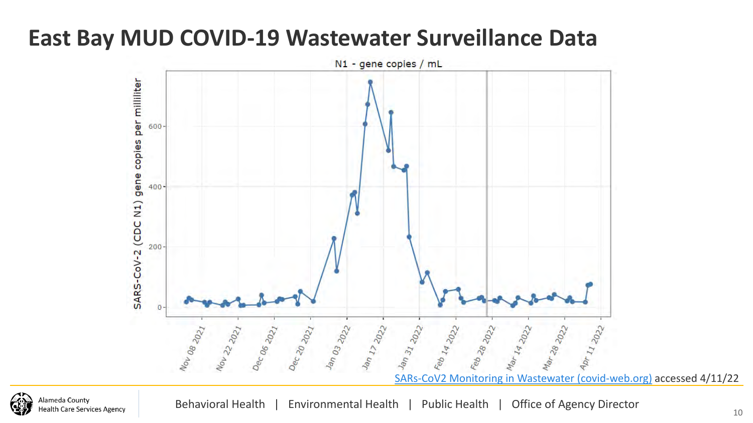# East Bay MUD COVID-19 Wastewater Surveillance Data

N1 - gene copies / mL

SARS-CoV-2 (CDC N1) gene copies per milliliter

0, 200, 400, 600

Nov 08 2021, Nov 22 2021, Dec 06 2021, Dec 20 2021, Jan 03 2022, Jan 17 2022, Jan 31 2022, Feb 14 2022, Feb 28 2022, Mar 14 2022, Mar 28 2022, Apr 11 2022

[SARs-CoV2 Monitoring in Wastewater (covid-web.org)](covid-web.org) accessed 4/11/22

Alameda County Health Care Services Agency

Behavioral Health | Environmental Health | Public Health | Office of Agency Director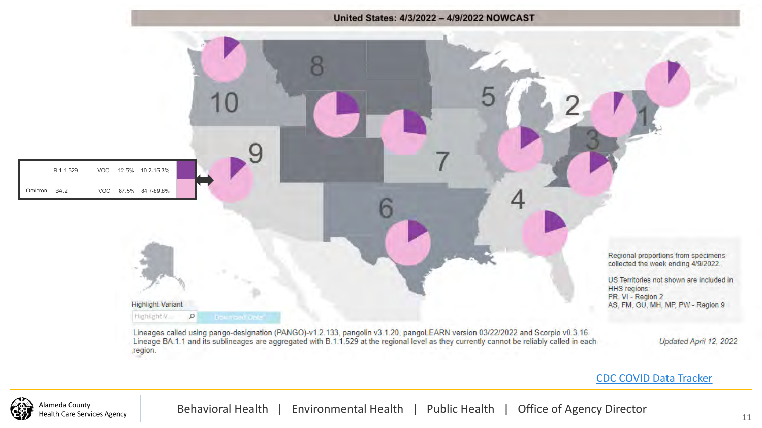## United States: 4/3/2022 – 4/9/2022 NOWCAST

| | | | | |
|---|---|---|---|---|
| | B.1.1.529 | VOC | 12.5% | 10.2-15.3% |
| Omicron | BA.2 | VOC | 87.5% | 84.7-89.8% |

10 8 5 2 1 9 7 3 6 4

Regional proportions from specimens collected the week ending 4/9/2022.

US Territories not shown are included in HHS regions:
PR, VI - Region 2
AS, FM, GU, MH, MP, PW - Region 9

Highlight Variant

Lineages called using pango-designation (PANGO)-v1.2.133, pangolin v3.1.20, pangoLEARN version 03/22/2022 and Scorpio v0.3.16. Lineage BA.1.1 and its sublineages are aggregated with B.1.1.529 at the regional level as they currently cannot be reliably called in each region.

*Updated April 12, 2022*

CDC COVID Data Tracker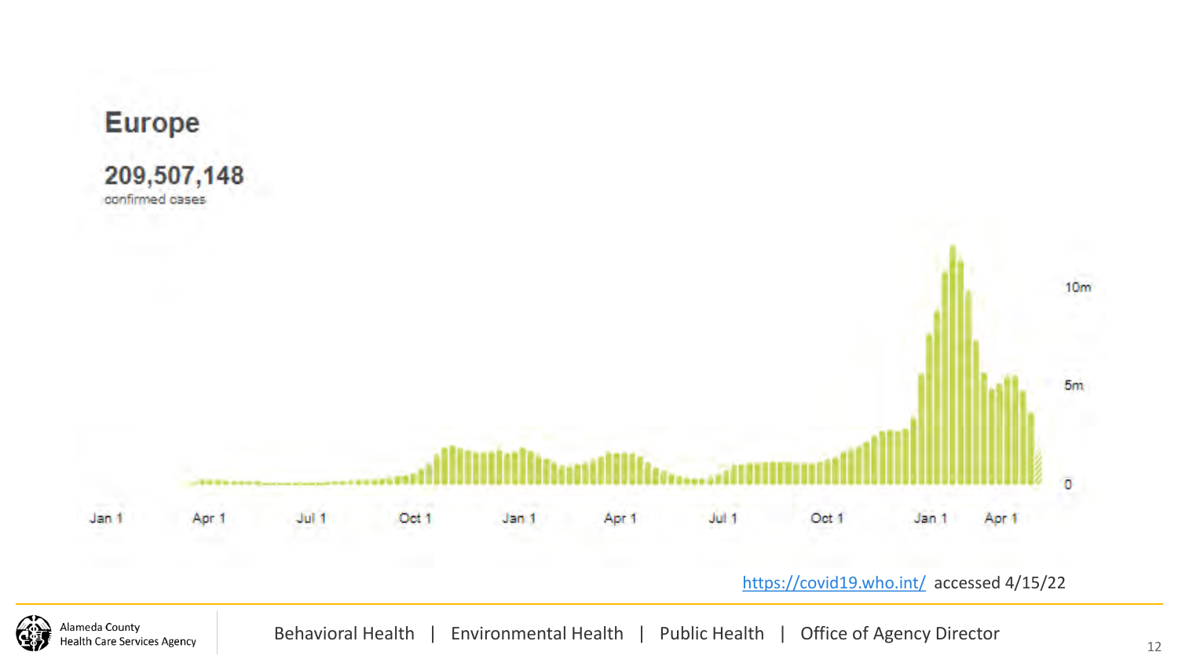# Europe

**209,507,148**
confirmed cases

| | | | | | | | | | |
|---|---|---|---|---|---|---|---|---|---|
| Jan 1 | Apr 1 | Jul 1 | Oct 1 | Jan 1 | Apr 1 | Jul 1 | Oct 1 | Jan 1 | Apr 1 |

Y-axis: 0, 5m, 10m

[https://covid19.who.int/](https://covid19.who.int/) accessed 4/15/22

Alameda County Health Care Services Agency

Behavioral Health | Environmental Health | Public Health | Office of Agency Director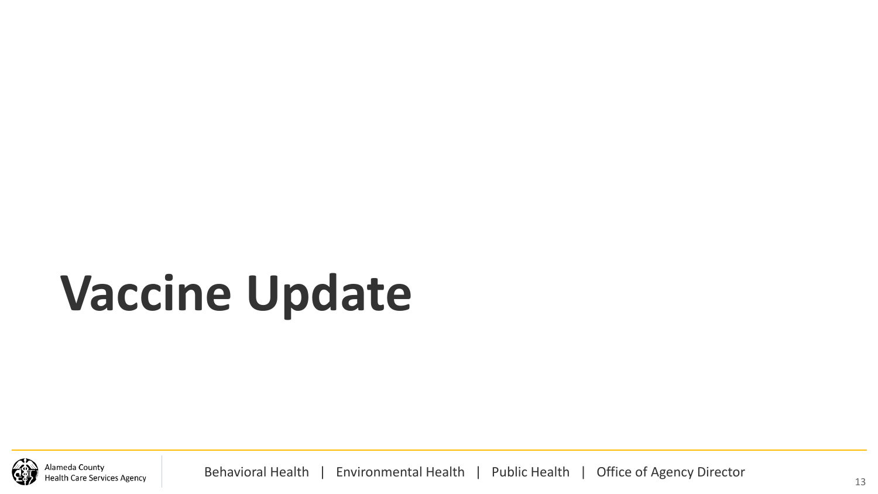# Vaccine Update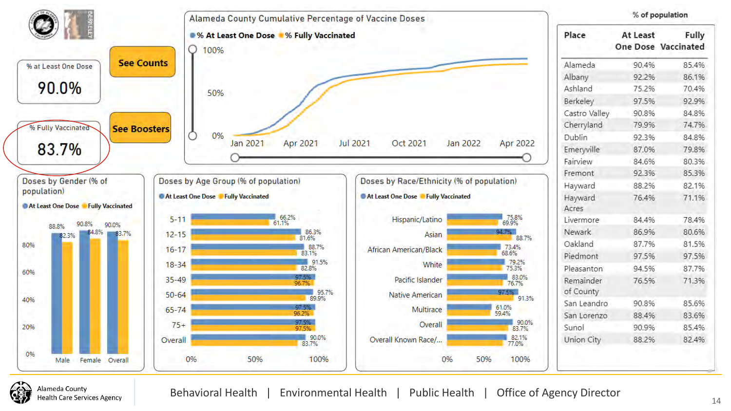% at Least One Dose

**90.0%**

% Fully Vaccinated

**83.7%**

**See Counts**

**See Boosters**

## Alameda County Cumulative Percentage of Vaccine Doses

% At Least One Dose | % Fully Vaccinated

100% / 50% / 0%

Jan 2021 | Apr 2021 | Jul 2021 | Oct 2021 | Jan 2022 | Apr 2022

## % of population

| Place | At Least One Dose | Fully Vaccinated |
|---|---|---|
| Alameda | 90.4% | 85.4% |
| Albany | 92.2% | 86.1% |
| Ashland | 75.2% | 70.4% |
| Berkeley | 97.5% | 92.9% |
| Castro Valley | 90.8% | 84.8% |
| Cherryland | 79.9% | 74.7% |
| Dublin | 92.3% | 84.8% |
| Emeryville | 87.0% | 79.8% |
| Fairview | 84.6% | 80.3% |
| Fremont | 92.3% | 85.3% |
| Hayward | 88.2% | 82.1% |
| Hayward Acres | 76.4% | 71.1% |
| Livermore | 84.4% | 78.4% |
| Newark | 86.9% | 80.6% |
| Oakland | 87.7% | 81.5% |
| Piedmont | 97.5% | 97.5% |
| Pleasanton | 94.5% | 87.7% |
| Remainder of County | 76.5% | 71.3% |
| San Leandro | 90.8% | 85.6% |
| San Lorenzo | 88.4% | 83.6% |
| Sunol | 90.9% | 85.4% |
| Union City | 88.2% | 82.4% |

## Doses by Gender (% of population)

| Gender | At Least One Dose | Fully Vaccinated |
|---|---|---|
| Male | 88.8% | 82.3% |
| Female | 90.8% | 84.8% |
| Overall | 90.0% | 83.7% |

## Doses by Age Group (% of population)

| Age Group | At Least One Dose | Fully Vaccinated |
|---|---|---|
| 5-11 | 66.2% | 61.1% |
| 12-15 | 86.3% | 81.6% |
| 16-17 | 88.7% | 83.1% |
| 18-34 | 91.5% | 82.8% |
| 35-49 | 97.5% | 96.7% |
| 50-64 | 95.7% | 89.9% |
| 65-74 | 97.5% | 96.2% |
| 75+ | 97.5% | 97.5% |
| Overall | 90.0% | 83.7% |

## Doses by Race/Ethnicity (% of population)

| Race/Ethnicity | At Least One Dose | Fully Vaccinated |
|---|---|---|
| Hispanic/Latino | 75.8% | 69.9% |
| Asian | 94.7% | 88.7% |
| African American/Black | 73.4% | 68.6% |
| White | 79.2% | 75.3% |
| Pacific Islander | 83.0% | 76.7% |
| Native American | 97.5% | 91.3% |
| Multirace | 61.0% | 59.4% |
| Overall | 90.0% | 83.7% |
| Overall Known Race/... | 82.1% | 77.0% |

Alameda County Health Care Services Agency

Behavioral Health | Environmental Health | Public Health | Office of Agency Director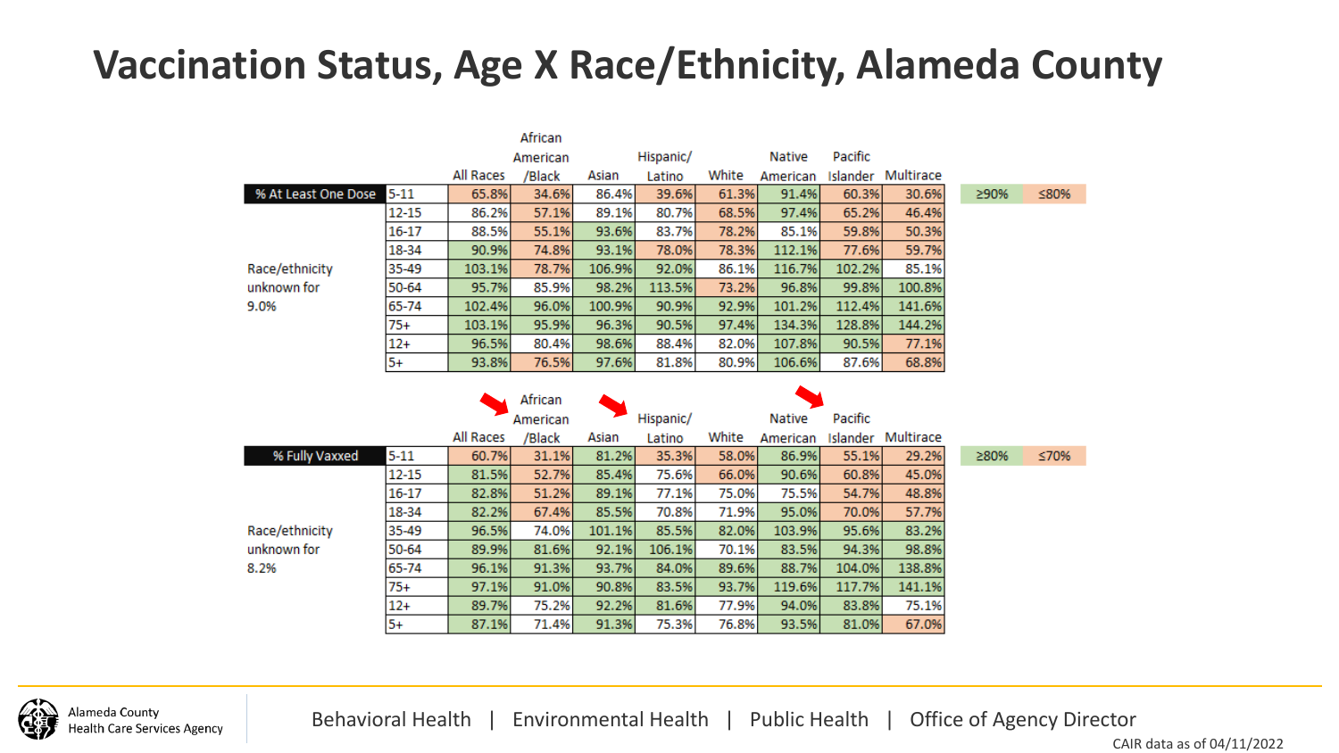# Vaccination Status, Age X Race/Ethnicity, Alameda County

| % At Least One Dose | | All Races | African American /Black | Asian | Hispanic/ Latino | White | Native American | Pacific Islander | Multirace |
|---|---|---|---|---|---|---|---|---|---|
| | 5-11 | 65.8% | 34.6% | 86.4% | 39.6% | 61.3% | 91.4% | 60.3% | 30.6% |
| | 12-15 | 86.2% | 57.1% | 89.1% | 80.7% | 68.5% | 97.4% | 65.2% | 46.4% |
| | 16-17 | 88.5% | 55.1% | 93.6% | 83.7% | 78.2% | 85.1% | 59.8% | 50.3% |
| | 18-34 | 90.9% | 74.8% | 93.1% | 78.0% | 78.3% | 112.1% | 77.6% | 59.7% |
| Race/ethnicity unknown for 9.0% | 35-49 | 103.1% | 78.7% | 106.9% | 92.0% | 86.1% | 116.7% | 102.2% | 85.1% |
| | 50-64 | 95.7% | 85.9% | 98.2% | 113.5% | 73.2% | 96.8% | 99.8% | 100.8% |
| | 65-74 | 102.4% | 96.0% | 100.9% | 90.9% | 92.9% | 101.2% | 112.4% | 141.6% |
| | 75+ | 103.1% | 95.9% | 96.3% | 90.5% | 97.4% | 134.3% | 128.8% | 144.2% |
| | 12+ | 96.5% | 80.4% | 98.6% | 88.4% | 82.0% | 107.8% | 90.5% | 77.1% |
| | 5+ | 93.8% | 76.5% | 97.6% | 81.8% | 80.9% | 106.6% | 87.6% | 68.8% |

≥90% | ≤80%

| % Fully Vaxxed | | All Races | African American /Black | Asian | Hispanic/ Latino | White | Native American | Pacific Islander | Multirace |
|---|---|---|---|---|---|---|---|---|---|
| | 5-11 | 60.7% | 31.1% | 81.2% | 35.3% | 58.0% | 86.9% | 55.1% | 29.2% |
| | 12-15 | 81.5% | 52.7% | 85.4% | 75.6% | 66.0% | 90.6% | 60.8% | 45.0% |
| | 16-17 | 82.8% | 51.2% | 89.1% | 77.1% | 75.0% | 75.5% | 54.7% | 48.8% |
| | 18-34 | 82.2% | 67.4% | 85.5% | 70.8% | 71.9% | 95.0% | 70.0% | 57.7% |
| Race/ethnicity unknown for 8.2% | 35-49 | 96.5% | 74.0% | 101.1% | 85.5% | 82.0% | 103.9% | 95.6% | 83.2% |
| | 50-64 | 89.9% | 81.6% | 92.1% | 106.1% | 70.1% | 83.5% | 94.3% | 98.8% |
| | 65-74 | 96.1% | 91.3% | 93.7% | 84.0% | 89.6% | 88.7% | 104.0% | 138.8% |
| | 75+ | 97.1% | 91.0% | 90.8% | 83.5% | 93.7% | 119.6% | 117.7% | 141.1% |
| | 12+ | 89.7% | 75.2% | 92.2% | 81.6% | 77.9% | 94.0% | 83.8% | 75.1% |
| | 5+ | 87.1% | 71.4% | 91.3% | 75.3% | 76.8% | 93.5% | 81.0% | 67.0% |

≥80% | ≤70%

Behavioral Health | Environmental Health | Public Health | Office of Agency Director

CAIR data as of 04/11/2022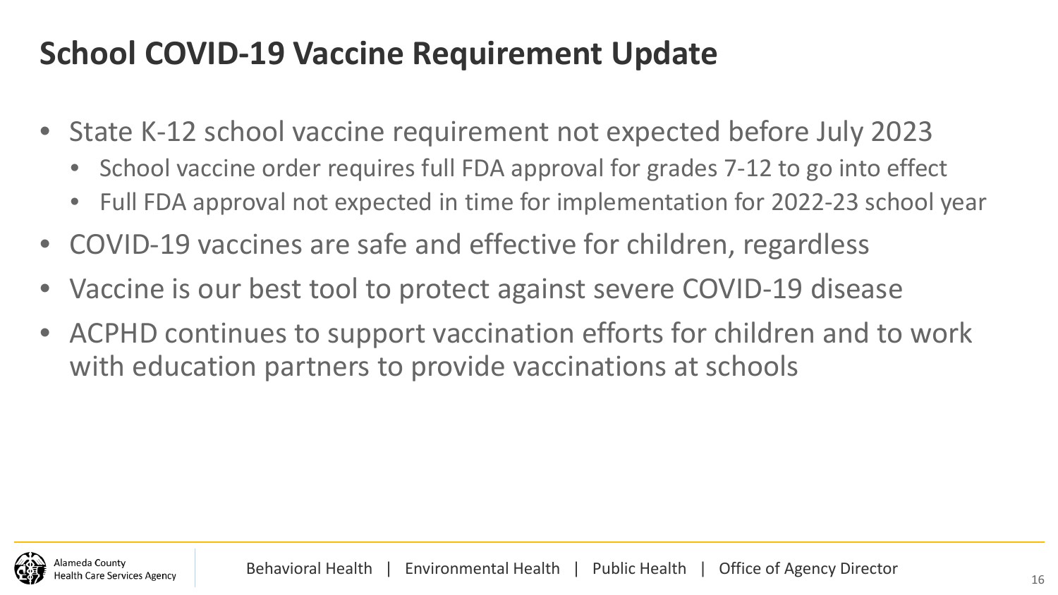# School COVID-19 Vaccine Requirement Update

- State K-12 school vaccine requirement not expected before July 2023
  - School vaccine order requires full FDA approval for grades 7-12 to go into effect
  - Full FDA approval not expected in time for implementation for 2022-23 school year
- COVID-19 vaccines are safe and effective for children, regardless
- Vaccine is our best tool to protect against severe COVID-19 disease
- ACPHD continues to support vaccination efforts for children and to work with education partners to provide vaccinations at schools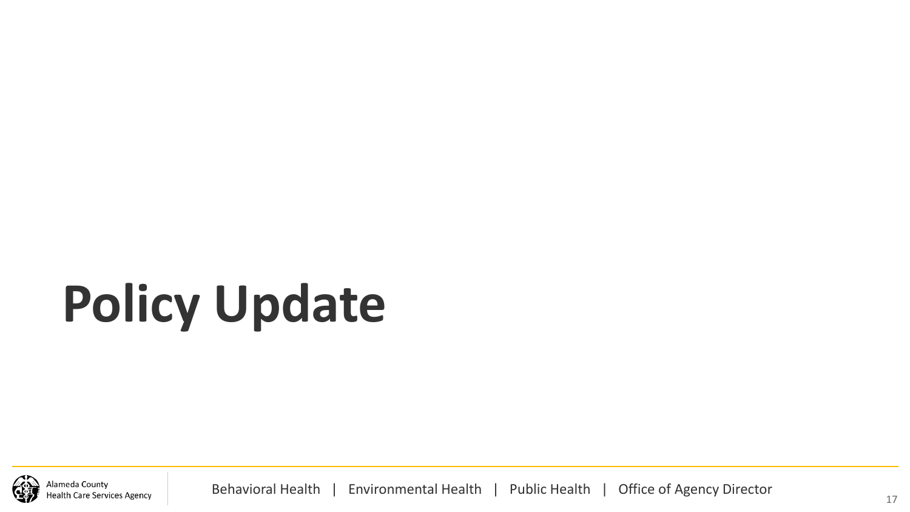# Policy Update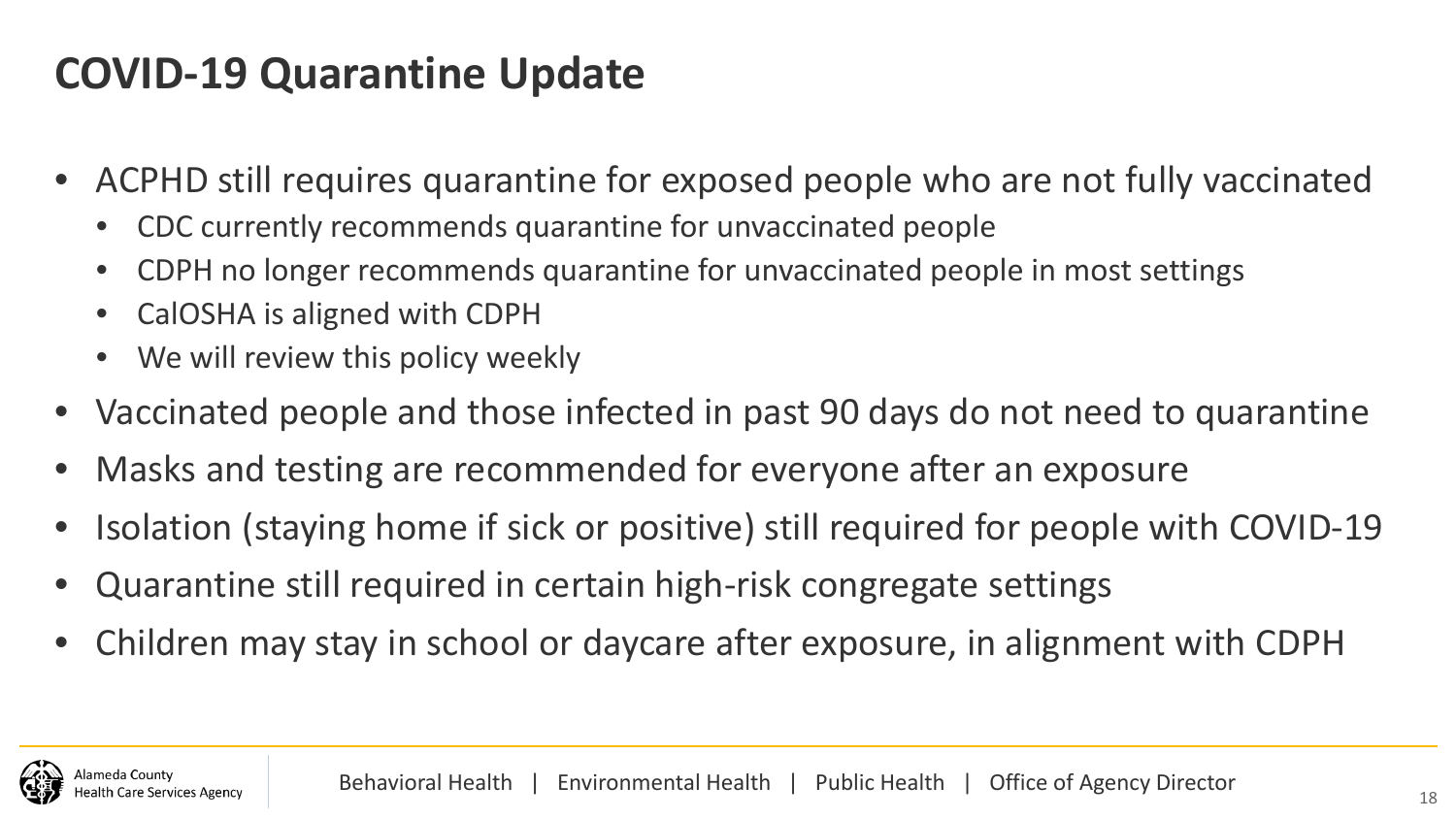# COVID-19 Quarantine Update

- ACPHD still requires quarantine for exposed people who are not fully vaccinated
  - CDC currently recommends quarantine for unvaccinated people
  - CDPH no longer recommends quarantine for unvaccinated people in most settings
  - CalOSHA is aligned with CDPH
  - We will review this policy weekly
- Vaccinated people and those infected in past 90 days do not need to quarantine
- Masks and testing are recommended for everyone after an exposure
- Isolation (staying home if sick or positive) still required for people with COVID-19
- Quarantine still required in certain high-risk congregate settings
- Children may stay in school or daycare after exposure, in alignment with CDPH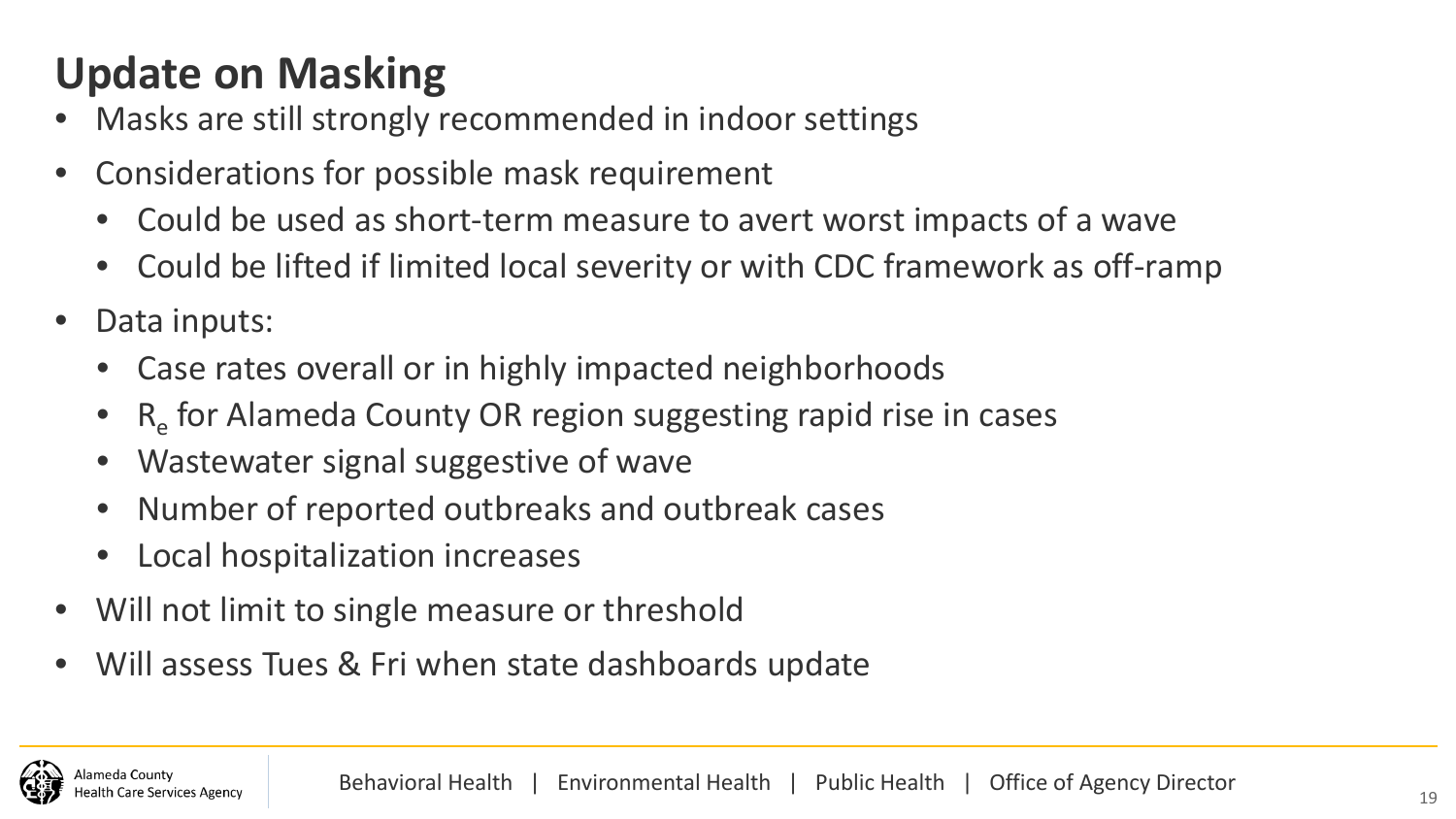# Update on Masking

- Masks are still strongly recommended in indoor settings
- Considerations for possible mask requirement
  - Could be used as short-term measure to avert worst impacts of a wave
  - Could be lifted if limited local severity or with CDC framework as off-ramp
- Data inputs:
  - Case rates overall or in highly impacted neighborhoods
  - $R_e$ for Alameda County OR region suggesting rapid rise in cases
  - Wastewater signal suggestive of wave
  - Number of reported outbreaks and outbreak cases
  - Local hospitalization increases
- Will not limit to single measure or threshold
- Will assess Tues & Fri when state dashboards update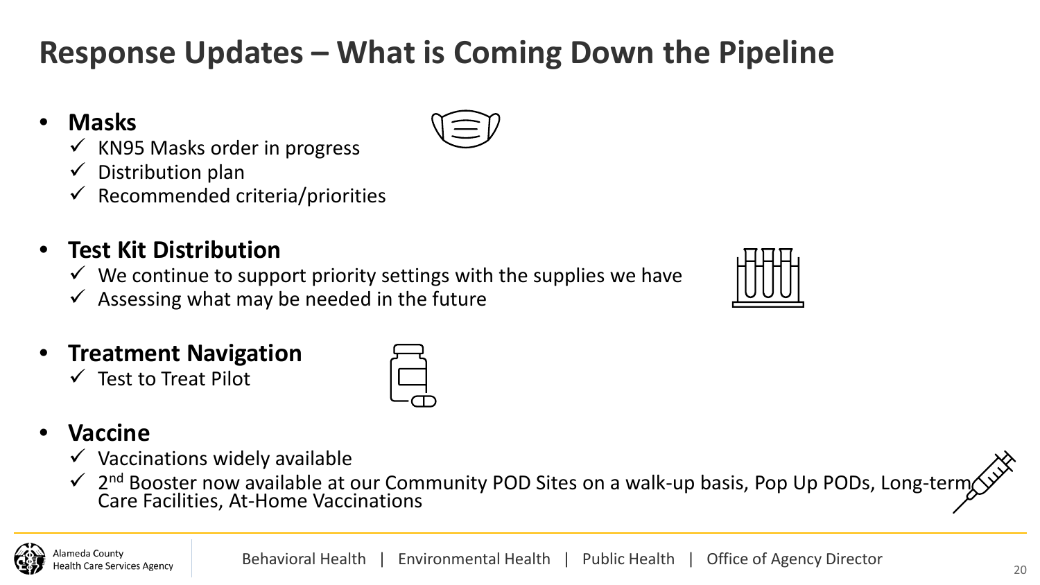# Response Updates – What is Coming Down the Pipeline

- **Masks**
  - ✓ KN95 Masks order in progress
  - ✓ Distribution plan
  - ✓ Recommended criteria/priorities
- **Test Kit Distribution**
  - ✓ We continue to support priority settings with the supplies we have
  - ✓ Assessing what may be needed in the future
- **Treatment Navigation**
  - ✓ Test to Treat Pilot
- **Vaccine**
  - ✓ Vaccinations widely available
  - ✓ 2nd Booster now available at our Community POD Sites on a walk-up basis, Pop Up PODs, Long-term Care Facilities, At-Home Vaccinations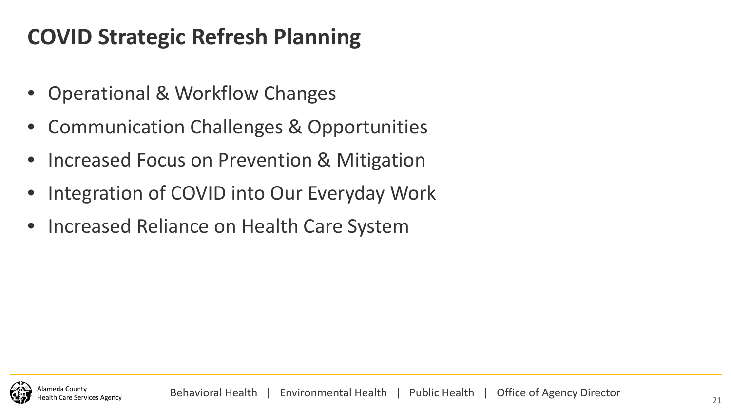# COVID Strategic Refresh Planning

- Operational & Workflow Changes
- Communication Challenges & Opportunities
- Increased Focus on Prevention & Mitigation
- Integration of COVID into Our Everyday Work
- Increased Reliance on Health Care System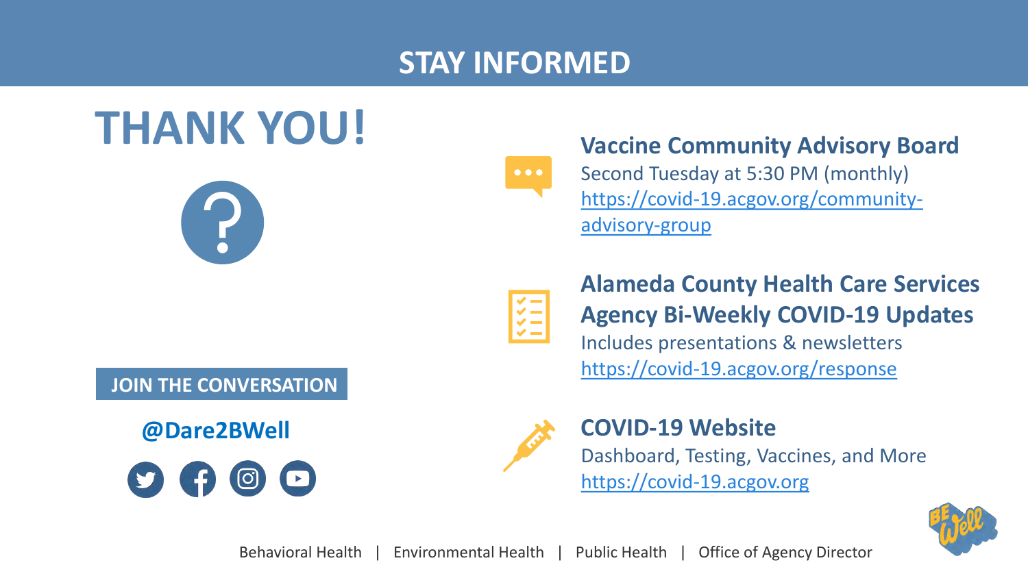# STAY INFORMED

## THANK YOU!

**JOIN THE CONVERSATION**

**@Dare2BWell**

### Vaccine Community Advisory Board

Second Tuesday at 5:30 PM (monthly)
https://covid-19.acgov.org/community-advisory-group

### Alameda County Health Care Services Agency Bi-Weekly COVID-19 Updates

Includes presentations & newsletters
https://covid-19.acgov.org/response

### COVID-19 Website

Dashboard, Testing, Vaccines, and More
https://covid-19.acgov.org

Behavioral Health | Environmental Health | Public Health | Office of Agency Director